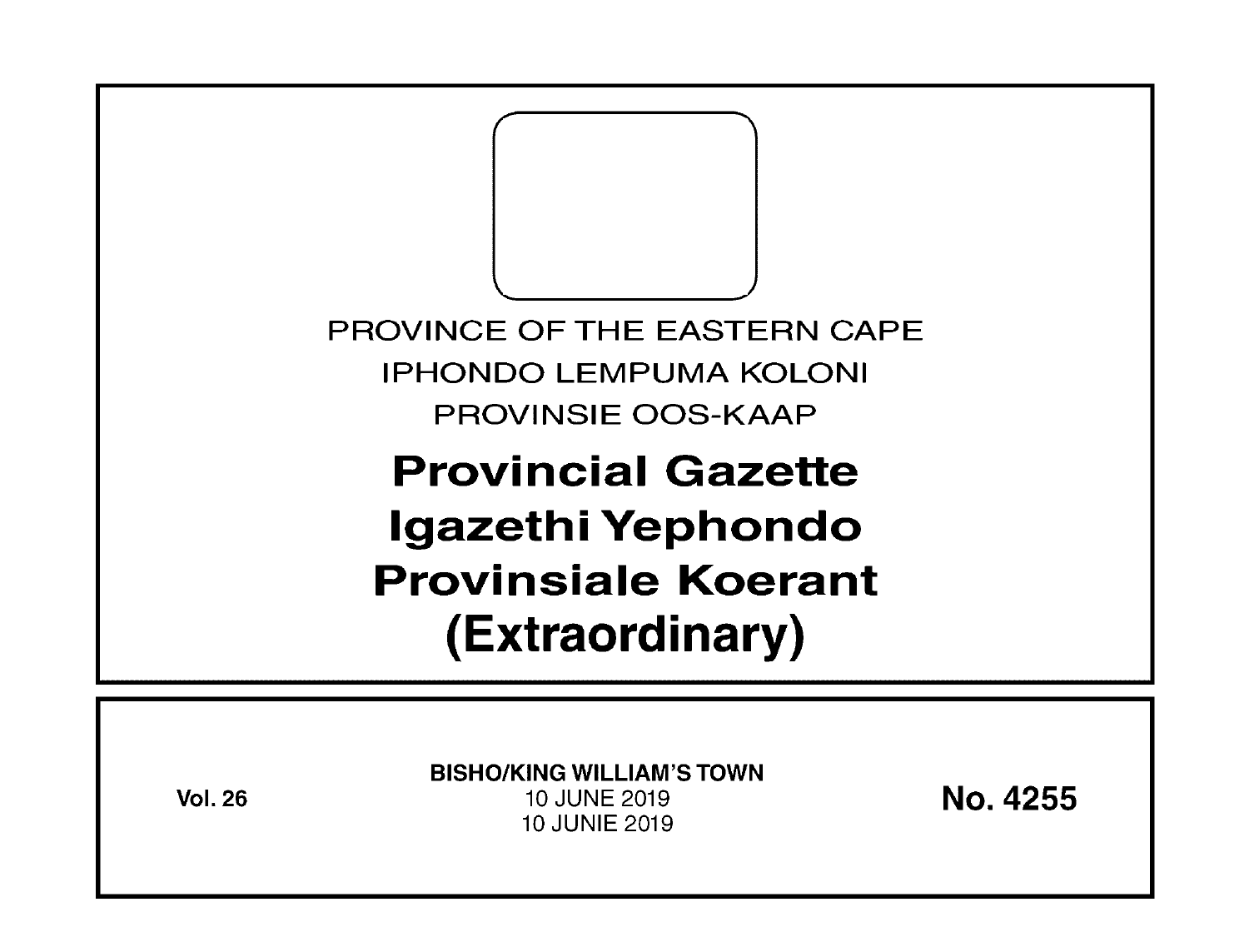PROVINCE OF THE EASTERN CAPE

IPHONDO LEMPUMA KOLONI

PROVINSIE OOS-KAAP

# Provincial Gazette
# Igazethi Yephondo
# Provinsiale Koerant
# (Extraordinary)

**Vol. 26**

**BISHO/KING WILLIAM'S TOWN**

10 JUNE 2019

10 JUNIE 2019

**No. 4255**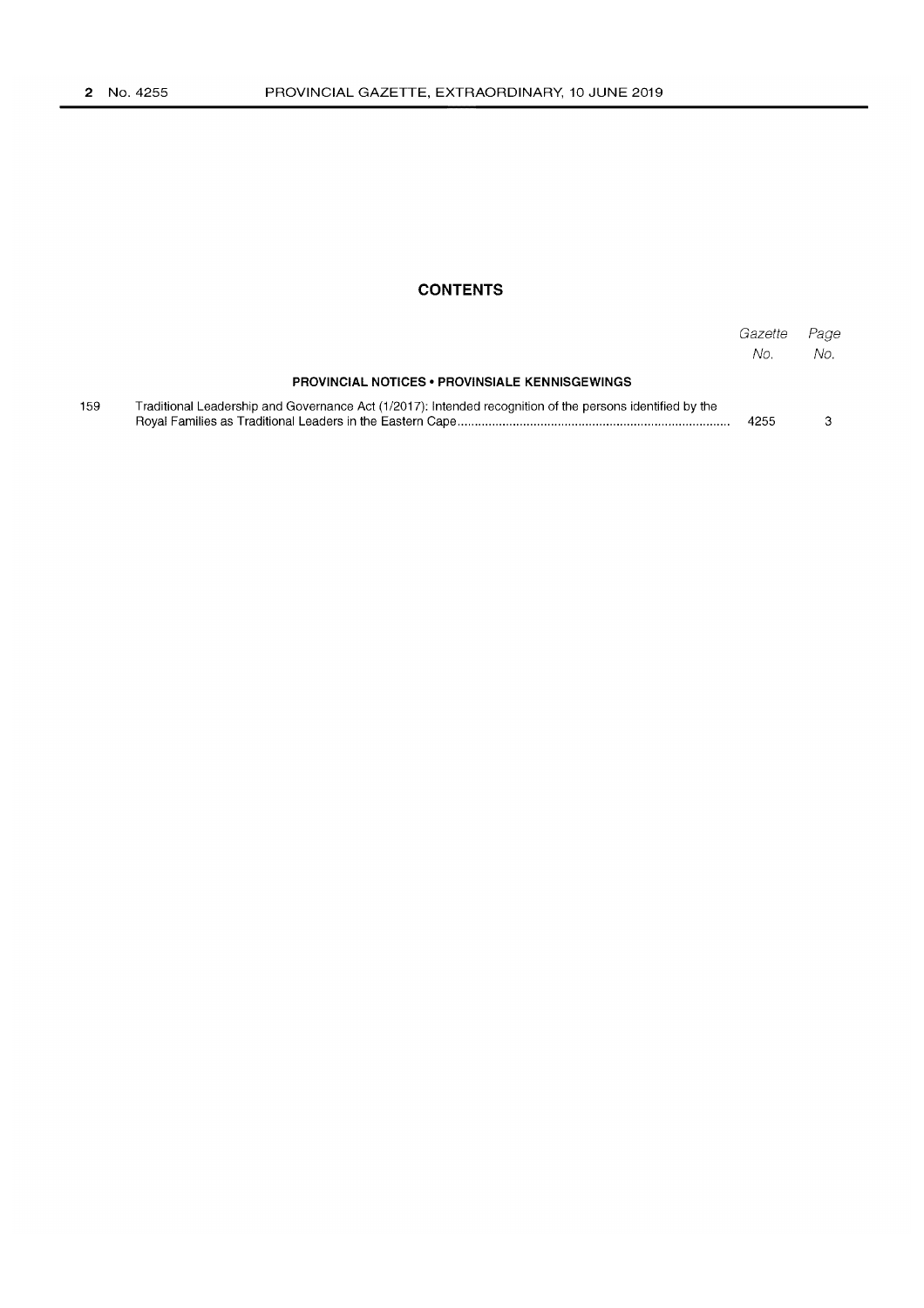## CONTENTS

| | | Gazette No. | Page No. |
|---|---|---|---|
| | **PROVINCIAL NOTICES • PROVINSIALE KENNISGEWINGS** | | |
| 159 | Traditional Leadership and Governance Act (1/2017): Intended recognition of the persons identified by the Royal Families as Traditional Leaders in the Eastern Cape | 4255 | 3 |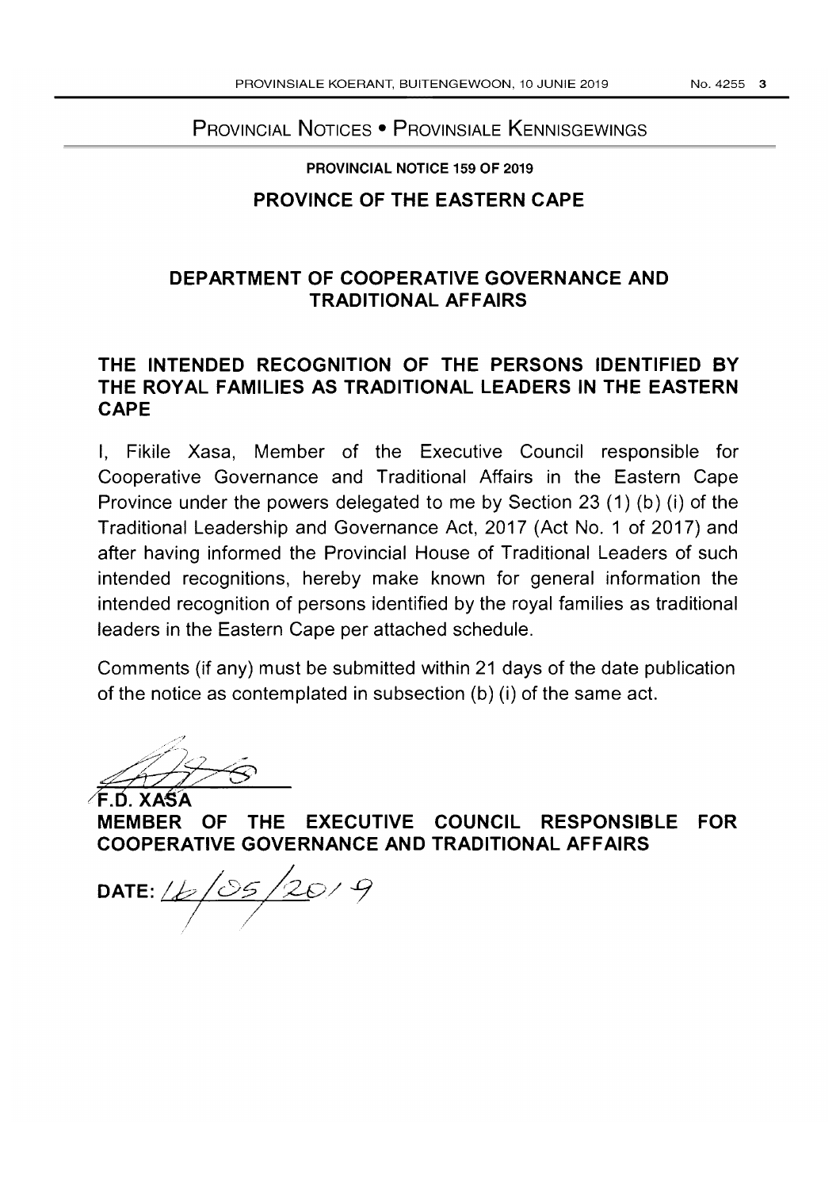## Provincial Notices • Provinsiale Kennisgewings

**PROVINCIAL NOTICE 159 OF 2019**

**PROVINCE OF THE EASTERN CAPE**

**DEPARTMENT OF COOPERATIVE GOVERNANCE AND TRADITIONAL AFFAIRS**

**THE INTENDED RECOGNITION OF THE PERSONS IDENTIFIED BY THE ROYAL FAMILIES AS TRADITIONAL LEADERS IN THE EASTERN CAPE**

I, Fikile Xasa, Member of the Executive Council responsible for Cooperative Governance and Traditional Affairs in the Eastern Cape Province under the powers delegated to me by Section 23 (1) (b) (i) of the Traditional Leadership and Governance Act, 2017 (Act No. 1 of 2017) and after having informed the Provincial House of Traditional Leaders of such intended recognitions, hereby make known for general information the intended recognition of persons identified by the royal families as traditional leaders in the Eastern Cape per attached schedule.

Comments (if any) must be submitted within 21 days of the date publication of the notice as contemplated in subsection (b) (i) of the same act.

**F.D. XASA**
**MEMBER OF THE EXECUTIVE COUNCIL RESPONSIBLE FOR COOPERATIVE GOVERNANCE AND TRADITIONAL AFFAIRS**

**DATE:** 16/05/2019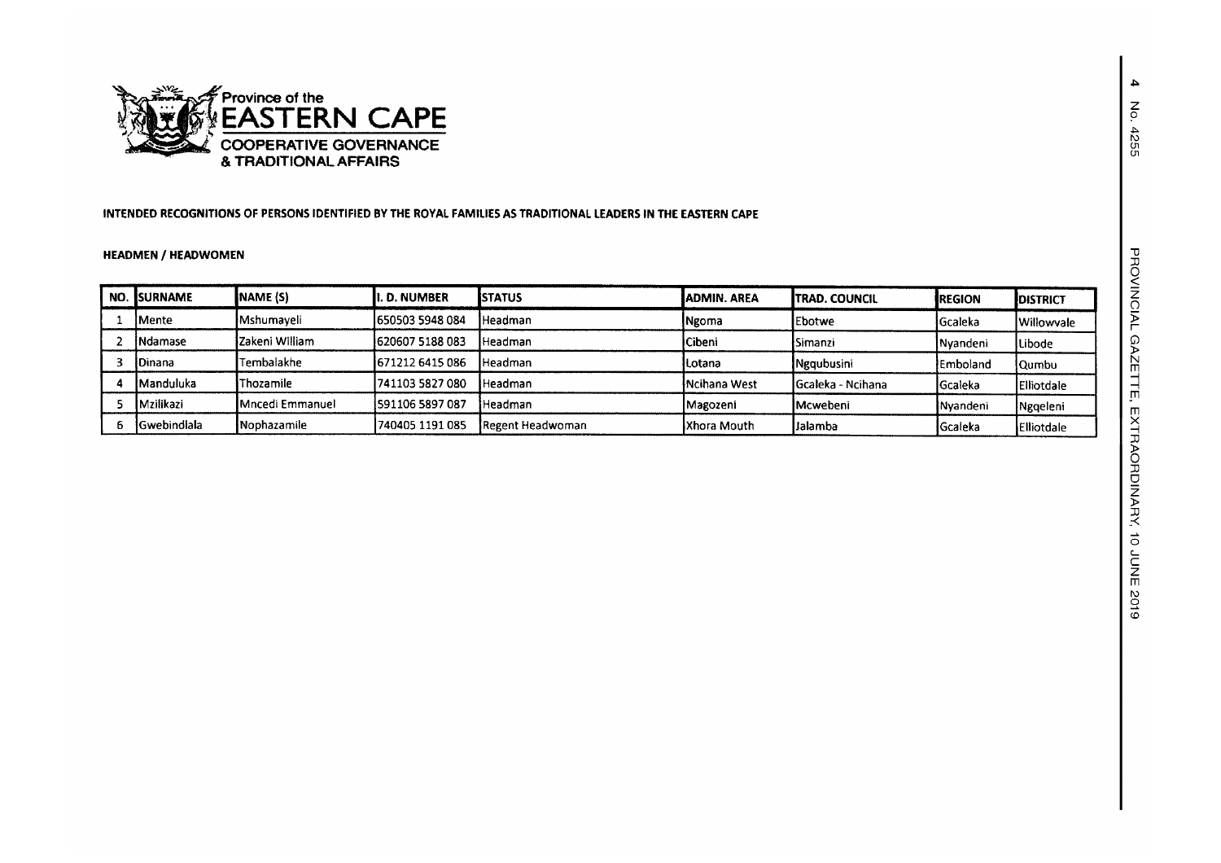Province of the
**EASTERN CAPE**
COOPERATIVE GOVERNANCE
& TRADITIONAL AFFAIRS

**INTENDED RECOGNITIONS OF PERSONS IDENTIFIED BY THE ROYAL FAMILIES AS TRADITIONAL LEADERS IN THE EASTERN CAPE**

**HEADMEN / HEADWOMEN**

| NO. | SURNAME | NAME (S) | I. D. NUMBER | STATUS | ADMIN. AREA | TRAD. COUNCIL | REGION | DISTRICT |
|---|---|---|---|---|---|---|---|---|
| 1 | Mente | Mshumayeli | 650503 5948 084 | Headman | Ngoma | Ebotwe | Gcaleka | Willowvale |
| 2 | Ndamase | Zakeni William | 620607 5188 083 | Headman | Cibeni | Simanzi | Nyandeni | Libode |
| 3 | Dinana | Tembalakhe | 671212 6415 086 | Headman | Lotana | Ngqubusini | Emboland | Qumbu |
| 4 | Manduluka | Thozamile | 741103 5827 080 | Headman | Ncihana West | Gcaleka - Ncihana | Gcaleka | Elliotdale |
| 5 | Mzilikazi | Mncedi Emmanuel | 591106 5897 087 | Headman | Magozeni | Mcwebeni | Nyandeni | Ngqeleni |
| 6 | Gwebindlala | Nophazamile | 740405 1191 085 | Regent Headwoman | Xhora Mouth | Jalamba | Gcaleka | Elliotdale |